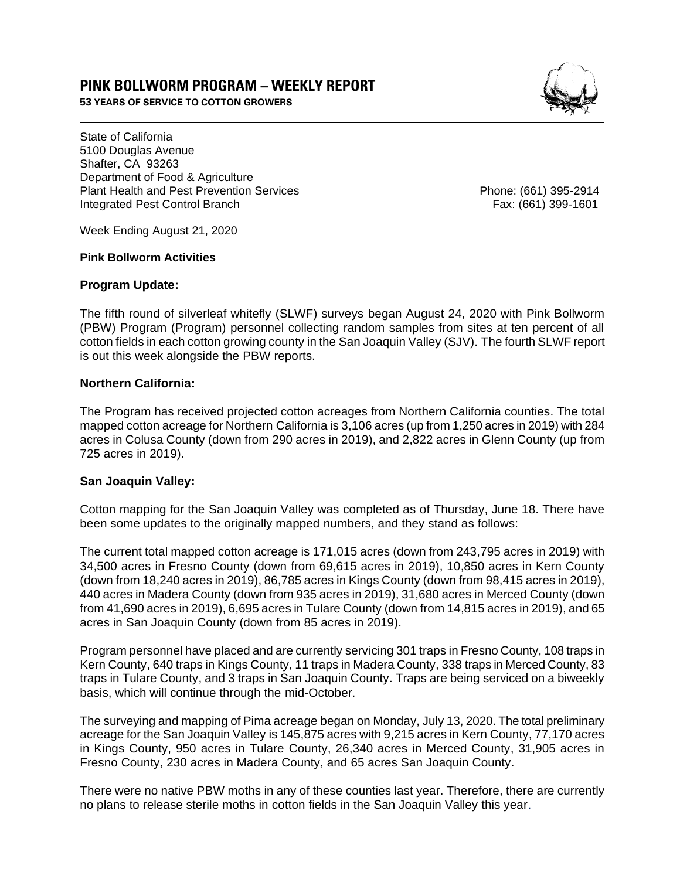# PINK BOLLWORM PROGRAM – WEEKLY REPORT

**53 YEARS OF SERVICE TO COTTON GROWERS**

State of California
5100 Douglas Avenue
Shafter, CA 93263
Department of Food & Agriculture
Plant Health and Pest Prevention Services
Integrated Pest Control Branch

Phone: (661) 395-2914
Fax: (661) 399-1601

Week Ending August 21, 2020

**Pink Bollworm Activities**

**Program Update:**

The fifth round of silverleaf whitefly (SLWF) surveys began August 24, 2020 with Pink Bollworm (PBW) Program (Program) personnel collecting random samples from sites at ten percent of all cotton fields in each cotton growing county in the San Joaquin Valley (SJV). The fourth SLWF report is out this week alongside the PBW reports.

**Northern California:**

The Program has received projected cotton acreages from Northern California counties. The total mapped cotton acreage for Northern California is 3,106 acres (up from 1,250 acres in 2019) with 284 acres in Colusa County (down from 290 acres in 2019), and 2,822 acres in Glenn County (up from 725 acres in 2019).

**San Joaquin Valley:**

Cotton mapping for the San Joaquin Valley was completed as of Thursday, June 18. There have been some updates to the originally mapped numbers, and they stand as follows:

The current total mapped cotton acreage is 171,015 acres (down from 243,795 acres in 2019) with 34,500 acres in Fresno County (down from 69,615 acres in 2019), 10,850 acres in Kern County (down from 18,240 acres in 2019), 86,785 acres in Kings County (down from 98,415 acres in 2019), 440 acres in Madera County (down from 935 acres in 2019), 31,680 acres in Merced County (down from 41,690 acres in 2019), 6,695 acres in Tulare County (down from 14,815 acres in 2019), and 65 acres in San Joaquin County (down from 85 acres in 2019).

Program personnel have placed and are currently servicing 301 traps in Fresno County, 108 traps in Kern County, 640 traps in Kings County, 11 traps in Madera County, 338 traps in Merced County, 83 traps in Tulare County, and 3 traps in San Joaquin County. Traps are being serviced on a biweekly basis, which will continue through the mid-October.

The surveying and mapping of Pima acreage began on Monday, July 13, 2020. The total preliminary acreage for the San Joaquin Valley is 145,875 acres with 9,215 acres in Kern County, 77,170 acres in Kings County, 950 acres in Tulare County, 26,340 acres in Merced County, 31,905 acres in Fresno County, 230 acres in Madera County, and 65 acres San Joaquin County.

There were no native PBW moths in any of these counties last year. Therefore, there are currently no plans to release sterile moths in cotton fields in the San Joaquin Valley this year.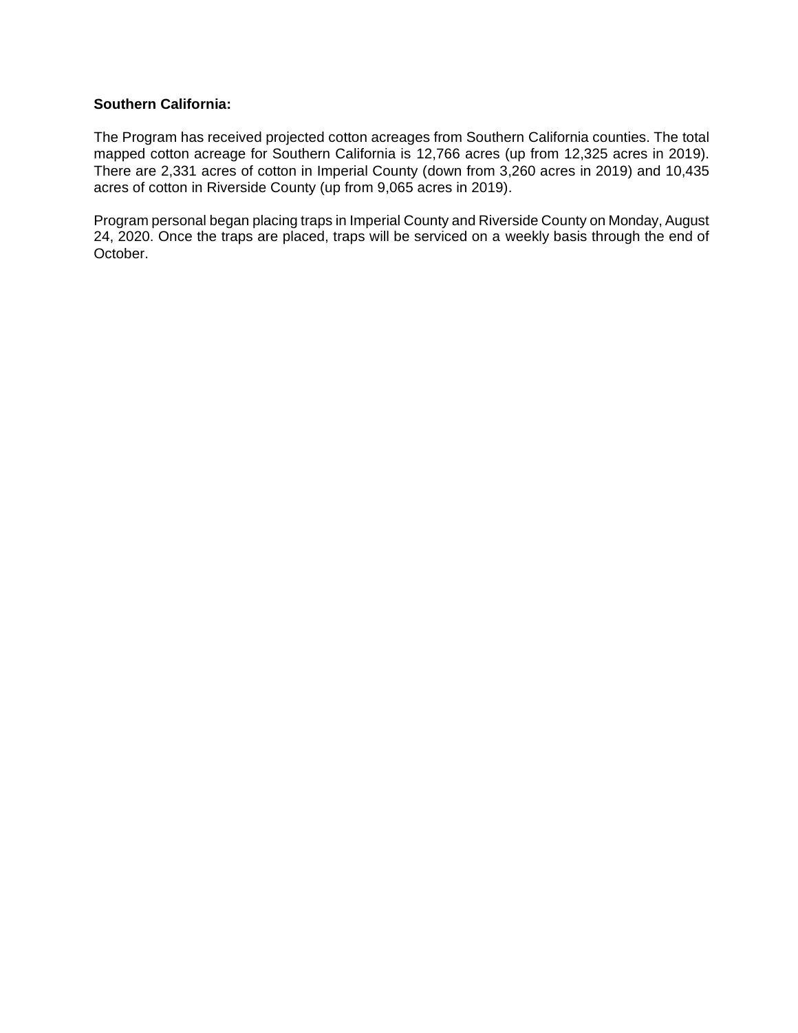**Southern California:**

The Program has received projected cotton acreages from Southern California counties. The total mapped cotton acreage for Southern California is 12,766 acres (up from 12,325 acres in 2019). There are 2,331 acres of cotton in Imperial County (down from 3,260 acres in 2019) and 10,435 acres of cotton in Riverside County (up from 9,065 acres in 2019).

Program personal began placing traps in Imperial County and Riverside County on Monday, August 24, 2020. Once the traps are placed, traps will be serviced on a weekly basis through the end of October.